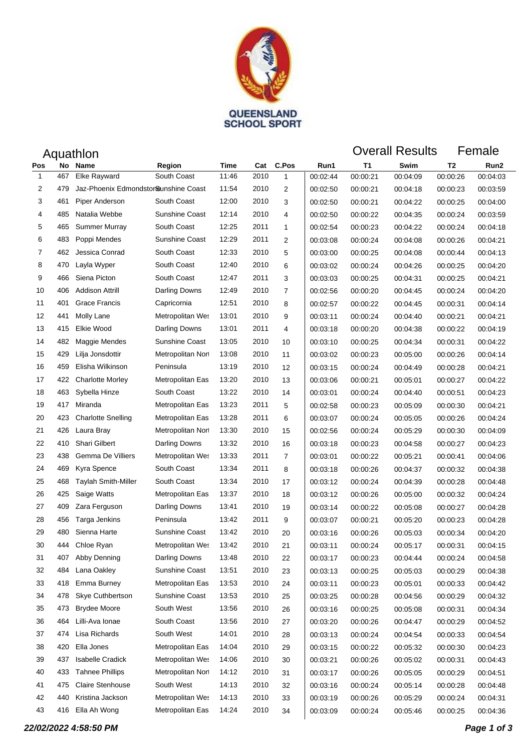QUEENSLAND SCHOOL SPORT

# Aquathlon

## Overall Results Female

| Pos | No | Name | Region | Time | Cat | C.Pos | Run1 | T1 | Swim | T2 | Run2 |
|---|---|---|---|---|---|---|---|---|---|---|---|
| 1 | 467 | Elke Rayward | South Coast | 11:46 | 2010 | 1 | 00:02:44 | 00:00:21 | 00:04:09 | 00:00:26 | 00:04:03 |
| 2 | 479 | Jaz-Phoenix Edmondston | Sunshine Coast | 11:54 | 2010 | 2 | 00:02:50 | 00:00:21 | 00:04:18 | 00:00:23 | 00:03:59 |
| 3 | 461 | Piper Anderson | South Coast | 12:00 | 2010 | 3 | 00:02:50 | 00:00:21 | 00:04:22 | 00:00:25 | 00:04:00 |
| 4 | 485 | Natalia Webbe | Sunshine Coast | 12:14 | 2010 | 4 | 00:02:50 | 00:00:22 | 00:04:35 | 00:00:24 | 00:03:59 |
| 5 | 465 | Summer Murray | South Coast | 12:25 | 2011 | 1 | 00:02:54 | 00:00:23 | 00:04:22 | 00:00:24 | 00:04:18 |
| 6 | 483 | Poppi Mendes | Sunshine Coast | 12:29 | 2011 | 2 | 00:03:08 | 00:00:24 | 00:04:08 | 00:00:26 | 00:04:21 |
| 7 | 462 | Jessica Conrad | South Coast | 12:33 | 2010 | 5 | 00:03:00 | 00:00:25 | 00:04:08 | 00:00:44 | 00:04:13 |
| 8 | 470 | Layla Wyper | South Coast | 12:40 | 2010 | 6 | 00:03:02 | 00:00:24 | 00:04:26 | 00:00:25 | 00:04:20 |
| 9 | 466 | Siena Picton | South Coast | 12:47 | 2011 | 3 | 00:03:03 | 00:00:25 | 00:04:31 | 00:00:25 | 00:04:21 |
| 10 | 406 | Addison Attrill | Darling Downs | 12:49 | 2010 | 7 | 00:02:56 | 00:00:20 | 00:04:45 | 00:00:24 | 00:04:20 |
| 11 | 401 | Grace Francis | Capricornia | 12:51 | 2010 | 8 | 00:02:57 | 00:00:22 | 00:04:45 | 00:00:31 | 00:04:14 |
| 12 | 441 | Molly Lane | Metropolitan Wes | 13:01 | 2010 | 9 | 00:03:11 | 00:00:24 | 00:04:40 | 00:00:21 | 00:04:21 |
| 13 | 415 | Elkie Wood | Darling Downs | 13:01 | 2011 | 4 | 00:03:18 | 00:00:20 | 00:04:38 | 00:00:22 | 00:04:19 |
| 14 | 482 | Maggie Mendes | Sunshine Coast | 13:05 | 2010 | 10 | 00:03:10 | 00:00:25 | 00:04:34 | 00:00:31 | 00:04:22 |
| 15 | 429 | Lilja Jonsdottir | Metropolitan Nort | 13:08 | 2010 | 11 | 00:03:02 | 00:00:23 | 00:05:00 | 00:00:26 | 00:04:14 |
| 16 | 459 | Elisha Wilkinson | Peninsula | 13:19 | 2010 | 12 | 00:03:15 | 00:00:24 | 00:04:49 | 00:00:28 | 00:04:21 |
| 17 | 422 | Charlotte Morley | Metropolitan Eas | 13:20 | 2010 | 13 | 00:03:06 | 00:00:21 | 00:05:01 | 00:00:27 | 00:04:22 |
| 18 | 463 | Sybella Hinze | South Coast | 13:22 | 2010 | 14 | 00:03:01 | 00:00:24 | 00:04:40 | 00:00:51 | 00:04:23 |
| 19 | 417 | Miranda | Metropolitan Eas | 13:23 | 2011 | 5 | 00:02:58 | 00:00:23 | 00:05:09 | 00:00:30 | 00:04:21 |
| 20 | 423 | Charlotte Snelling | Metropolitan Eas | 13:28 | 2011 | 6 | 00:03:07 | 00:00:24 | 00:05:05 | 00:00:26 | 00:04:24 |
| 21 | 426 | Laura Bray | Metropolitan Nort | 13:30 | 2010 | 15 | 00:02:56 | 00:00:24 | 00:05:29 | 00:00:30 | 00:04:09 |
| 22 | 410 | Shari Gilbert | Darling Downs | 13:32 | 2010 | 16 | 00:03:18 | 00:00:23 | 00:04:58 | 00:00:27 | 00:04:23 |
| 23 | 438 | Gemma De Villiers | Metropolitan Wes | 13:33 | 2011 | 7 | 00:03:01 | 00:00:22 | 00:05:21 | 00:00:41 | 00:04:06 |
| 24 | 469 | Kyra Spence | South Coast | 13:34 | 2011 | 8 | 00:03:18 | 00:00:26 | 00:04:37 | 00:00:32 | 00:04:38 |
| 25 | 468 | Taylah Smith-Miller | South Coast | 13:34 | 2010 | 17 | 00:03:12 | 00:00:24 | 00:04:39 | 00:00:28 | 00:04:48 |
| 26 | 425 | Saige Watts | Metropolitan Eas | 13:37 | 2010 | 18 | 00:03:12 | 00:00:26 | 00:05:00 | 00:00:32 | 00:04:24 |
| 27 | 409 | Zara Ferguson | Darling Downs | 13:41 | 2010 | 19 | 00:03:14 | 00:00:22 | 00:05:08 | 00:00:27 | 00:04:28 |
| 28 | 456 | Targa Jenkins | Peninsula | 13:42 | 2011 | 9 | 00:03:07 | 00:00:21 | 00:05:20 | 00:00:23 | 00:04:28 |
| 29 | 480 | Sienna Harte | Sunshine Coast | 13:42 | 2010 | 20 | 00:03:16 | 00:00:26 | 00:05:03 | 00:00:34 | 00:04:20 |
| 30 | 444 | Chloe Ryan | Metropolitan Wes | 13:42 | 2010 | 21 | 00:03:11 | 00:00:24 | 00:05:17 | 00:00:31 | 00:04:15 |
| 31 | 407 | Abby Denning | Darling Downs | 13:48 | 2010 | 22 | 00:03:17 | 00:00:23 | 00:04:44 | 00:00:24 | 00:04:58 |
| 32 | 484 | Lana Oakley | Sunshine Coast | 13:51 | 2010 | 23 | 00:03:13 | 00:00:25 | 00:05:03 | 00:00:29 | 00:04:38 |
| 33 | 418 | Emma Burney | Metropolitan Eas | 13:53 | 2010 | 24 | 00:03:11 | 00:00:23 | 00:05:01 | 00:00:33 | 00:04:42 |
| 34 | 478 | Skye Cuthbertson | Sunshine Coast | 13:53 | 2010 | 25 | 00:03:25 | 00:00:28 | 00:04:56 | 00:00:29 | 00:04:32 |
| 35 | 473 | Brydee Moore | South West | 13:56 | 2010 | 26 | 00:03:16 | 00:00:25 | 00:05:08 | 00:00:31 | 00:04:34 |
| 36 | 464 | Lilli-Ava Ionae | South Coast | 13:56 | 2010 | 27 | 00:03:20 | 00:00:26 | 00:04:47 | 00:00:29 | 00:04:52 |
| 37 | 474 | Lisa Richards | South West | 14:01 | 2010 | 28 | 00:03:13 | 00:00:24 | 00:04:54 | 00:00:33 | 00:04:54 |
| 38 | 420 | Ella Jones | Metropolitan Eas | 14:04 | 2010 | 29 | 00:03:15 | 00:00:22 | 00:05:32 | 00:00:30 | 00:04:23 |
| 39 | 437 | Isabelle Cradick | Metropolitan Wes | 14:06 | 2010 | 30 | 00:03:21 | 00:00:26 | 00:05:02 | 00:00:31 | 00:04:43 |
| 40 | 433 | Tahnee Phillips | Metropolitan Nort | 14:12 | 2010 | 31 | 00:03:17 | 00:00:26 | 00:05:05 | 00:00:29 | 00:04:51 |
| 41 | 475 | Claire Stenhouse | South West | 14:13 | 2010 | 32 | 00:03:16 | 00:00:24 | 00:05:14 | 00:00:28 | 00:04:48 |
| 42 | 440 | Kristina Jackson | Metropolitan Wes | 14:13 | 2010 | 33 | 00:03:19 | 00:00:26 | 00:05:29 | 00:00:24 | 00:04:31 |
| 43 | 416 | Ella Ah Wong | Metropolitan Eas | 14:24 | 2010 | 34 | 00:03:09 | 00:00:24 | 00:05:46 | 00:00:25 | 00:04:36 |

***22/02/2022 4:58:50 PM***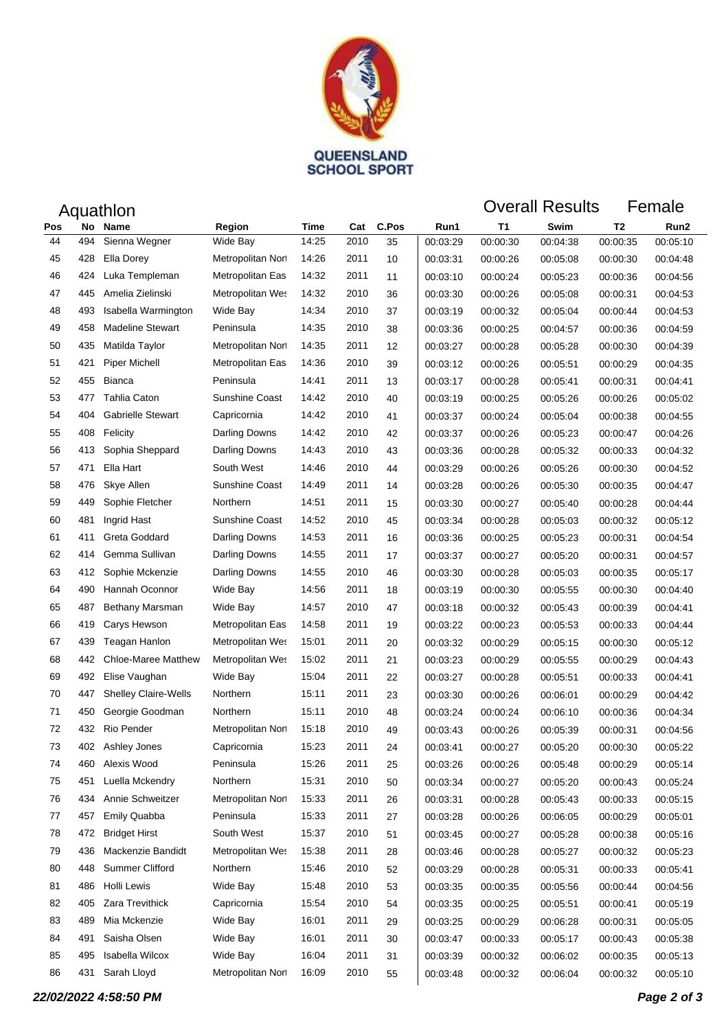QUEENSLAND SCHOOL SPORT

## Aquathlon

## Overall Results Female

| Pos | No | Name | Region | Time | Cat | C.Pos | Run1 | T1 | Swim | T2 | Run2 |
|---|---|---|---|---|---|---|---|---|---|---|---|
| 44 | 494 | Sienna Wegner | Wide Bay | 14:25 | 2010 | 35 | 00:03:29 | 00:00:30 | 00:04:38 | 00:00:35 | 00:05:10 |
| 45 | 428 | Ella Dorey | Metropolitan Nort | 14:26 | 2011 | 10 | 00:03:31 | 00:00:26 | 00:05:08 | 00:00:30 | 00:04:48 |
| 46 | 424 | Luka Templeman | Metropolitan Eas | 14:32 | 2011 | 11 | 00:03:10 | 00:00:24 | 00:05:23 | 00:00:36 | 00:04:56 |
| 47 | 445 | Amelia Zielinski | Metropolitan Wes | 14:32 | 2010 | 36 | 00:03:30 | 00:00:26 | 00:05:08 | 00:00:31 | 00:04:53 |
| 48 | 493 | Isabella Warmington | Wide Bay | 14:34 | 2010 | 37 | 00:03:19 | 00:00:32 | 00:05:04 | 00:00:44 | 00:04:53 |
| 49 | 458 | Madeline Stewart | Peninsula | 14:35 | 2010 | 38 | 00:03:36 | 00:00:25 | 00:04:57 | 00:00:36 | 00:04:59 |
| 50 | 435 | Matilda Taylor | Metropolitan Nort | 14:35 | 2011 | 12 | 00:03:27 | 00:00:28 | 00:05:28 | 00:00:30 | 00:04:39 |
| 51 | 421 | Piper Michell | Metropolitan Eas | 14:36 | 2010 | 39 | 00:03:12 | 00:00:26 | 00:05:51 | 00:00:29 | 00:04:35 |
| 52 | 455 | Bianca | Peninsula | 14:41 | 2011 | 13 | 00:03:17 | 00:00:28 | 00:05:41 | 00:00:31 | 00:04:41 |
| 53 | 477 | Tahlia Caton | Sunshine Coast | 14:42 | 2010 | 40 | 00:03:19 | 00:00:25 | 00:05:26 | 00:00:26 | 00:05:02 |
| 54 | 404 | Gabrielle Stewart | Capricornia | 14:42 | 2010 | 41 | 00:03:37 | 00:00:24 | 00:05:04 | 00:00:38 | 00:04:55 |
| 55 | 408 | Felicity | Darling Downs | 14:42 | 2010 | 42 | 00:03:37 | 00:00:26 | 00:05:23 | 00:00:47 | 00:04:26 |
| 56 | 413 | Sophia Sheppard | Darling Downs | 14:43 | 2010 | 43 | 00:03:36 | 00:00:28 | 00:05:32 | 00:00:33 | 00:04:32 |
| 57 | 471 | Ella Hart | South West | 14:46 | 2010 | 44 | 00:03:29 | 00:00:26 | 00:05:26 | 00:00:30 | 00:04:52 |
| 58 | 476 | Skye Allen | Sunshine Coast | 14:49 | 2011 | 14 | 00:03:28 | 00:00:26 | 00:05:30 | 00:00:35 | 00:04:47 |
| 59 | 449 | Sophie Fletcher | Northern | 14:51 | 2011 | 15 | 00:03:30 | 00:00:27 | 00:05:40 | 00:00:28 | 00:04:44 |
| 60 | 481 | Ingrid Hast | Sunshine Coast | 14:52 | 2010 | 45 | 00:03:34 | 00:00:28 | 00:05:03 | 00:00:32 | 00:05:12 |
| 61 | 411 | Greta Goddard | Darling Downs | 14:53 | 2011 | 16 | 00:03:36 | 00:00:25 | 00:05:23 | 00:00:31 | 00:04:54 |
| 62 | 414 | Gemma Sullivan | Darling Downs | 14:55 | 2011 | 17 | 00:03:37 | 00:00:27 | 00:05:20 | 00:00:31 | 00:04:57 |
| 63 | 412 | Sophie Mckenzie | Darling Downs | 14:55 | 2010 | 46 | 00:03:30 | 00:00:28 | 00:05:03 | 00:00:35 | 00:05:17 |
| 64 | 490 | Hannah Oconnor | Wide Bay | 14:56 | 2011 | 18 | 00:03:19 | 00:00:30 | 00:05:55 | 00:00:30 | 00:04:40 |
| 65 | 487 | Bethany Marsman | Wide Bay | 14:57 | 2010 | 47 | 00:03:18 | 00:00:32 | 00:05:43 | 00:00:39 | 00:04:41 |
| 66 | 419 | Carys Hewson | Metropolitan Eas | 14:58 | 2011 | 19 | 00:03:22 | 00:00:23 | 00:05:53 | 00:00:33 | 00:04:44 |
| 67 | 439 | Teagan Hanlon | Metropolitan Wes | 15:01 | 2011 | 20 | 00:03:32 | 00:00:29 | 00:05:15 | 00:00:30 | 00:05:12 |
| 68 | 442 | Chloe-Maree Matthew | Metropolitan Wes | 15:02 | 2011 | 21 | 00:03:23 | 00:00:29 | 00:05:55 | 00:00:29 | 00:04:43 |
| 69 | 492 | Elise Vaughan | Wide Bay | 15:04 | 2011 | 22 | 00:03:27 | 00:00:28 | 00:05:51 | 00:00:33 | 00:04:41 |
| 70 | 447 | Shelley Claire-Wells | Northern | 15:11 | 2011 | 23 | 00:03:30 | 00:00:26 | 00:06:01 | 00:00:29 | 00:04:42 |
| 71 | 450 | Georgie Goodman | Northern | 15:11 | 2010 | 48 | 00:03:24 | 00:00:24 | 00:06:10 | 00:00:36 | 00:04:34 |
| 72 | 432 | Rio Pender | Metropolitan Nort | 15:18 | 2010 | 49 | 00:03:43 | 00:00:26 | 00:05:39 | 00:00:31 | 00:04:56 |
| 73 | 402 | Ashley Jones | Capricornia | 15:23 | 2011 | 24 | 00:03:41 | 00:00:27 | 00:05:20 | 00:00:30 | 00:05:22 |
| 74 | 460 | Alexis Wood | Peninsula | 15:26 | 2011 | 25 | 00:03:26 | 00:00:26 | 00:05:48 | 00:00:29 | 00:05:14 |
| 75 | 451 | Luella Mckendry | Northern | 15:31 | 2010 | 50 | 00:03:34 | 00:00:27 | 00:05:20 | 00:00:43 | 00:05:24 |
| 76 | 434 | Annie Schweitzer | Metropolitan Nort | 15:33 | 2011 | 26 | 00:03:31 | 00:00:28 | 00:05:43 | 00:00:33 | 00:05:15 |
| 77 | 457 | Emily Quabba | Peninsula | 15:33 | 2011 | 27 | 00:03:28 | 00:00:26 | 00:06:05 | 00:00:29 | 00:05:01 |
| 78 | 472 | Bridget Hirst | South West | 15:37 | 2010 | 51 | 00:03:45 | 00:00:27 | 00:05:28 | 00:00:38 | 00:05:16 |
| 79 | 436 | Mackenzie Bandidt | Metropolitan Wes | 15:38 | 2011 | 28 | 00:03:46 | 00:00:28 | 00:05:27 | 00:00:32 | 00:05:23 |
| 80 | 448 | Summer Clifford | Northern | 15:46 | 2010 | 52 | 00:03:29 | 00:00:28 | 00:05:31 | 00:00:33 | 00:05:41 |
| 81 | 486 | Holli Lewis | Wide Bay | 15:48 | 2010 | 53 | 00:03:35 | 00:00:35 | 00:05:56 | 00:00:44 | 00:04:56 |
| 82 | 405 | Zara Trevithick | Capricornia | 15:54 | 2010 | 54 | 00:03:35 | 00:00:25 | 00:05:51 | 00:00:41 | 00:05:19 |
| 83 | 489 | Mia Mckenzie | Wide Bay | 16:01 | 2011 | 29 | 00:03:25 | 00:00:29 | 00:06:28 | 00:00:31 | 00:05:05 |
| 84 | 491 | Saisha Olsen | Wide Bay | 16:01 | 2011 | 30 | 00:03:47 | 00:00:33 | 00:05:17 | 00:00:43 | 00:05:38 |
| 85 | 495 | Isabella Wilcox | Wide Bay | 16:04 | 2011 | 31 | 00:03:39 | 00:00:32 | 00:06:02 | 00:00:35 | 00:05:13 |
| 86 | 431 | Sarah Lloyd | Metropolitan Nort | 16:09 | 2010 | 55 | 00:03:48 | 00:00:32 | 00:06:04 | 00:00:32 | 00:05:10 |

*22/02/2022 4:58:50 PM*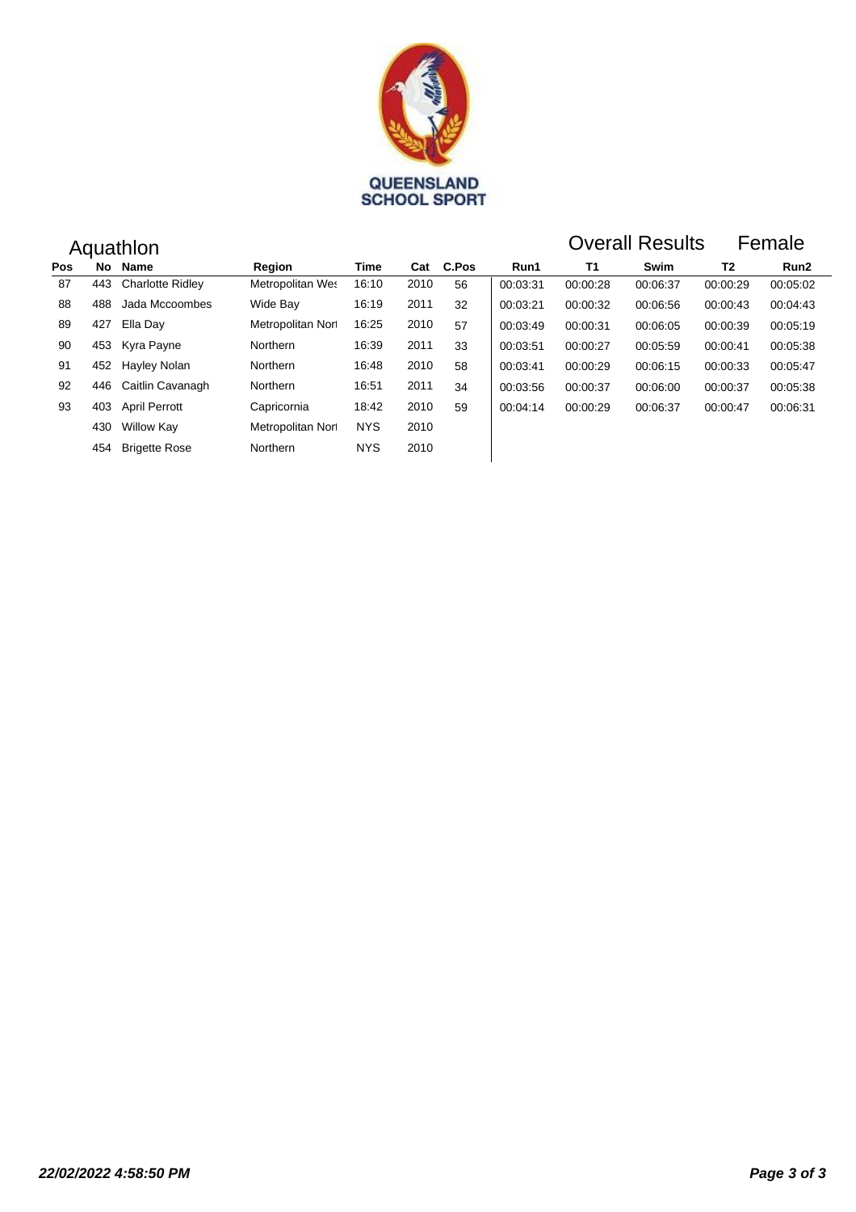QUEENSLAND SCHOOL SPORT

## Aquathlon

Overall Results Female

| Pos | No | Name | Region | Time | Cat | C.Pos | Run1 | T1 | Swim | T2 | Run2 |
|---|---|---|---|---|---|---|---|---|---|---|---|
| 87 | 443 | Charlotte Ridley | Metropolitan Wes | 16:10 | 2010 | 56 | 00:03:31 | 00:00:28 | 00:06:37 | 00:00:29 | 00:05:02 |
| 88 | 488 | Jada Mccoombes | Wide Bay | 16:19 | 2011 | 32 | 00:03:21 | 00:00:32 | 00:06:56 | 00:00:43 | 00:04:43 |
| 89 | 427 | Ella Day | Metropolitan Nort | 16:25 | 2010 | 57 | 00:03:49 | 00:00:31 | 00:06:05 | 00:00:39 | 00:05:19 |
| 90 | 453 | Kyra Payne | Northern | 16:39 | 2011 | 33 | 00:03:51 | 00:00:27 | 00:05:59 | 00:00:41 | 00:05:38 |
| 91 | 452 | Hayley Nolan | Northern | 16:48 | 2010 | 58 | 00:03:41 | 00:00:29 | 00:06:15 | 00:00:33 | 00:05:47 |
| 92 | 446 | Caitlin Cavanagh | Northern | 16:51 | 2011 | 34 | 00:03:56 | 00:00:37 | 00:06:00 | 00:00:37 | 00:05:38 |
| 93 | 403 | April Perrott | Capricornia | 18:42 | 2010 | 59 | 00:04:14 | 00:00:29 | 00:06:37 | 00:00:47 | 00:06:31 |
| | 430 | Willow Kay | Metropolitan Nort | NYS | 2010 | | | | | | |
| | 454 | Brigette Rose | Northern | NYS | 2010 | | | | | | |

*22/02/2022 4:58:50 PM*